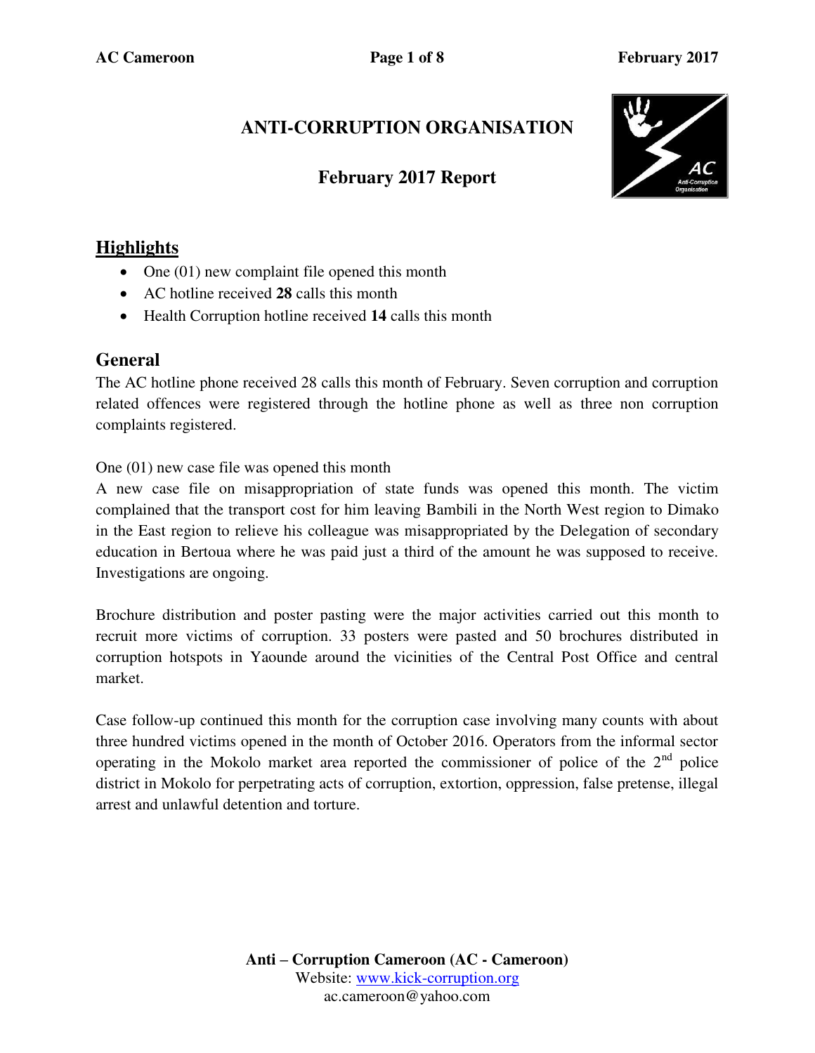# ANTI-CORRUPTION ORGANISATION

## February 2017 Report

## Highlights

- One (01) new complaint file opened this month
- AC hotline received **28** calls this month
- Health Corruption hotline received **14** calls this month

## General

The AC hotline phone received 28 calls this month of February. Seven corruption and corruption related offences were registered through the hotline phone as well as three non corruption complaints registered.

One (01) new case file was opened this month
A new case file on misappropriation of state funds was opened this month. The victim complained that the transport cost for him leaving Bambili in the North West region to Dimako in the East region to relieve his colleague was misappropriated by the Delegation of secondary education in Bertoua where he was paid just a third of the amount he was supposed to receive. Investigations are ongoing.

Brochure distribution and poster pasting were the major activities carried out this month to recruit more victims of corruption. 33 posters were pasted and 50 brochures distributed in corruption hotspots in Yaounde around the vicinities of the Central Post Office and central market.

Case follow-up continued this month for the corruption case involving many counts with about three hundred victims opened in the month of October 2016. Operators from the informal sector operating in the Mokolo market area reported the commissioner of police of the 2nd police district in Mokolo for perpetrating acts of corruption, extortion, oppression, false pretense, illegal arrest and unlawful detention and torture.

**Anti – Corruption Cameroon (AC - Cameroon)**
Website: www.kick-corruption.org
ac.cameroon@yahoo.com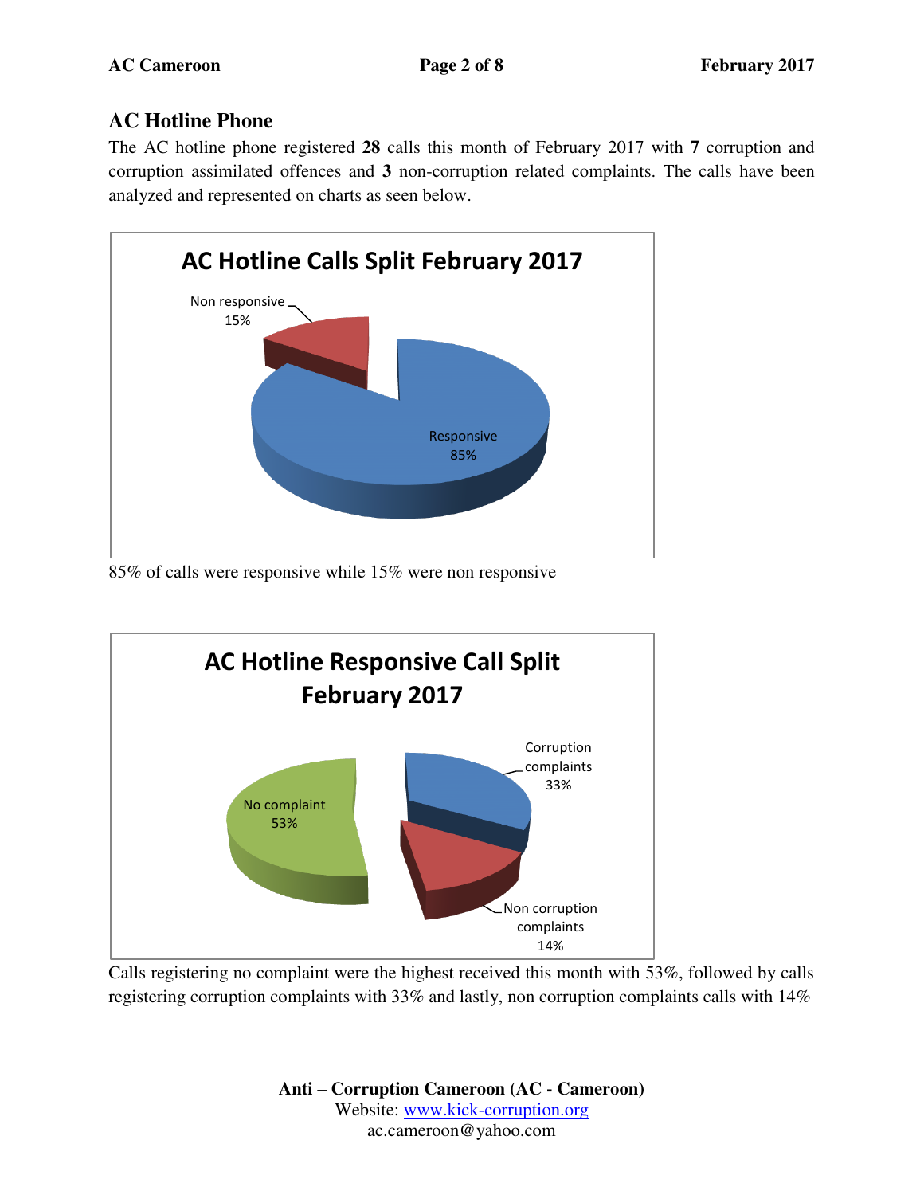## AC Hotline Phone

The AC hotline phone registered **28** calls this month of February 2017 with **7** corruption and corruption assimilated offences and **3** non-corruption related complaints. The calls have been analyzed and represented on charts as seen below.

85% of calls were responsive while 15% were non responsive

Calls registering no complaint were the highest received this month with 53%, followed by calls registering corruption complaints with 33% and lastly, non corruption complaints calls with 14%

**Anti – Corruption Cameroon (AC - Cameroon)**
Website: www.kick-corruption.org
ac.cameroon@yahoo.com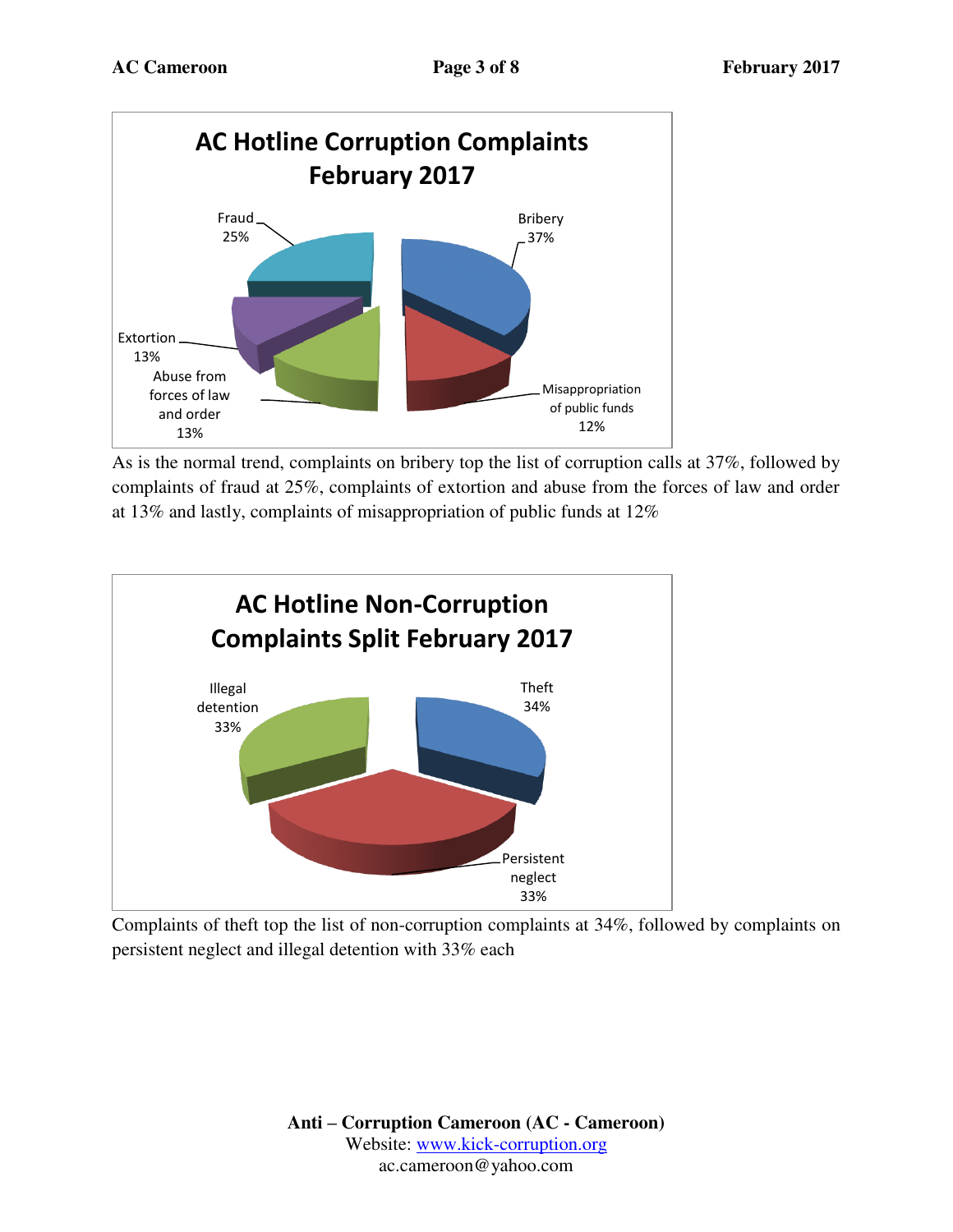**AC Hotline Corruption Complaints February 2017**

Fraud 25%

Bribery 37%

Extortion 13%

Abuse from forces of law and order 13%

Misappropriation of public funds 12%

As is the normal trend, complaints on bribery top the list of corruption calls at 37%, followed by complaints of fraud at 25%, complaints of extortion and abuse from the forces of law and order at 13% and lastly, complaints of misappropriation of public funds at 12%

**AC Hotline Non-Corruption Complaints Split February 2017**

Illegal detention 33%

Theft 34%

Persistent neglect 33%

Complaints of theft top the list of non-corruption complaints at 34%, followed by complaints on persistent neglect and illegal detention with 33% each

**Anti – Corruption Cameroon (AC - Cameroon)**
Website: www.kick-corruption.org
ac.cameroon@yahoo.com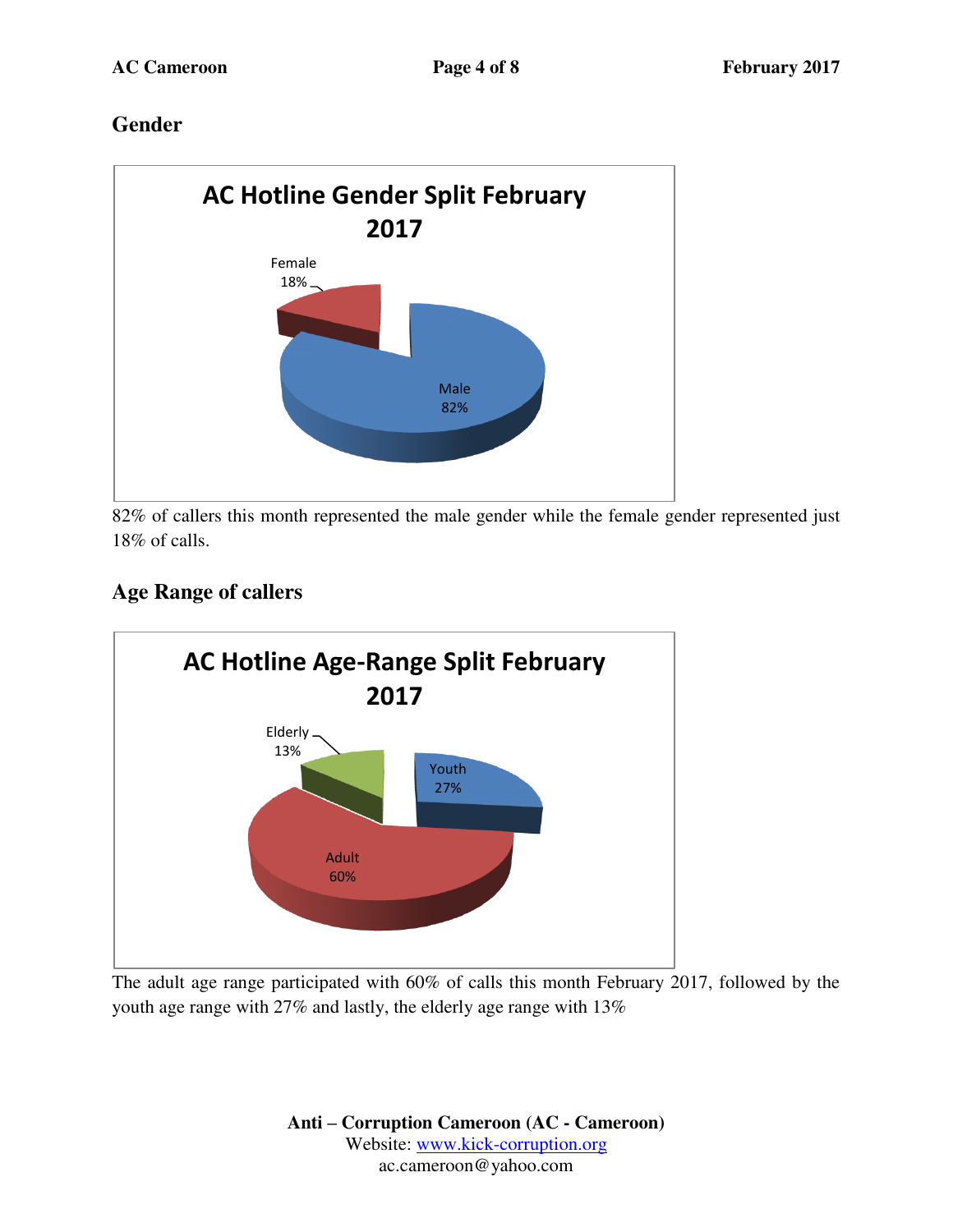## Gender

**AC Hotline Gender Split February 2017**

Female 18%

Male 82%

82% of callers this month represented the male gender while the female gender represented just 18% of calls.

## Age Range of callers

**AC Hotline Age-Range Split February 2017**

Elderly 13%

Youth 27%

Adult 60%

The adult age range participated with 60% of calls this month February 2017, followed by the youth age range with 27% and lastly, the elderly age range with 13%

**Anti – Corruption Cameroon (AC - Cameroon)**
Website: www.kick-corruption.org
ac.cameroon@yahoo.com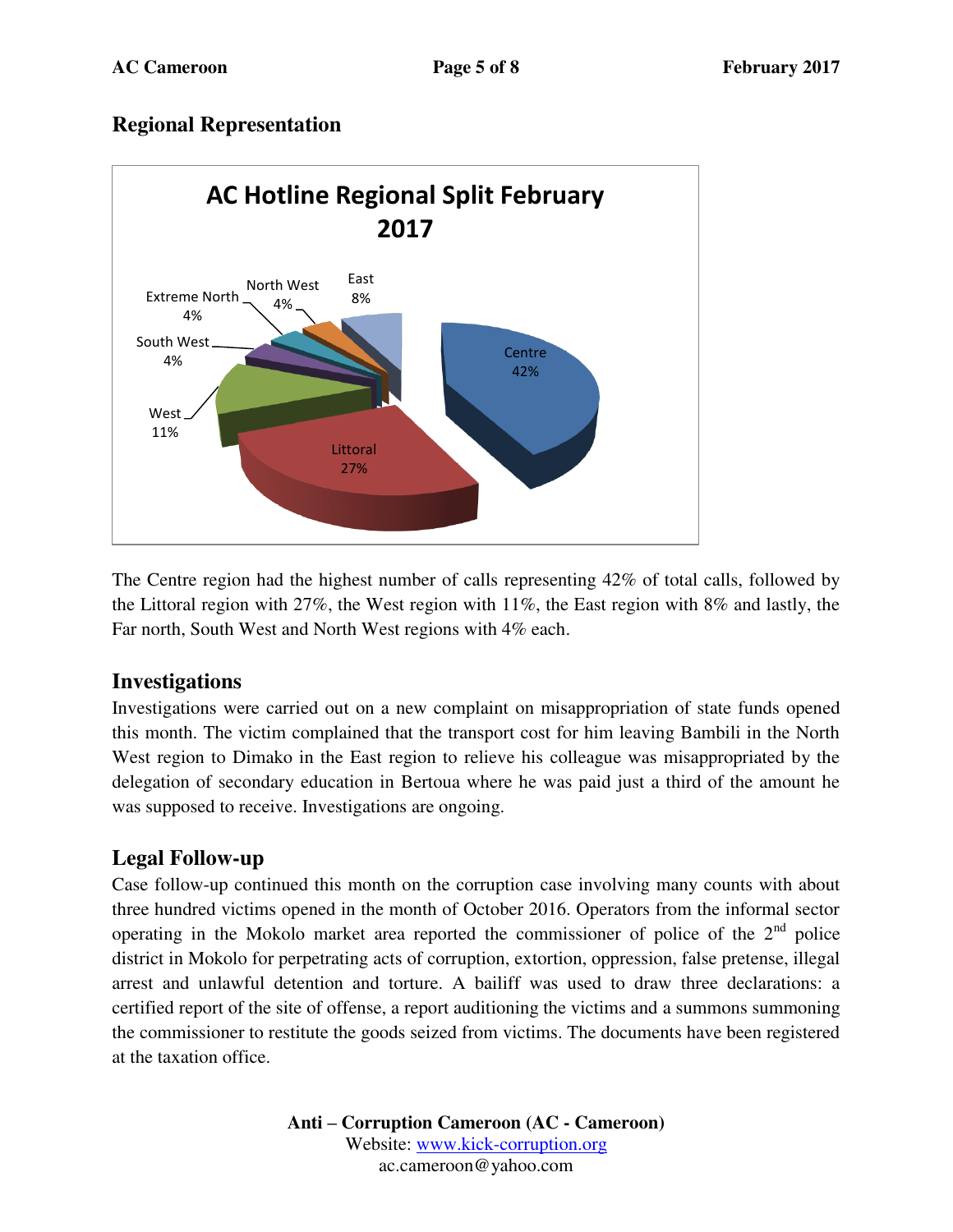## Regional Representation

The Centre region had the highest number of calls representing 42% of total calls, followed by the Littoral region with 27%, the West region with 11%, the East region with 8% and lastly, the Far north, South West and North West regions with 4% each.

## Investigations

Investigations were carried out on a new complaint on misappropriation of state funds opened this month. The victim complained that the transport cost for him leaving Bambili in the North West region to Dimako in the East region to relieve his colleague was misappropriated by the delegation of secondary education in Bertoua where he was paid just a third of the amount he was supposed to receive. Investigations are ongoing.

## Legal Follow-up

Case follow-up continued this month on the corruption case involving many counts with about three hundred victims opened in the month of October 2016. Operators from the informal sector operating in the Mokolo market area reported the commissioner of police of the 2nd police district in Mokolo for perpetrating acts of corruption, extortion, oppression, false pretense, illegal arrest and unlawful detention and torture. A bailiff was used to draw three declarations: a certified report of the site of offense, a report auditioning the victims and a summons summoning the commissioner to restitute the goods seized from victims. The documents have been registered at the taxation office.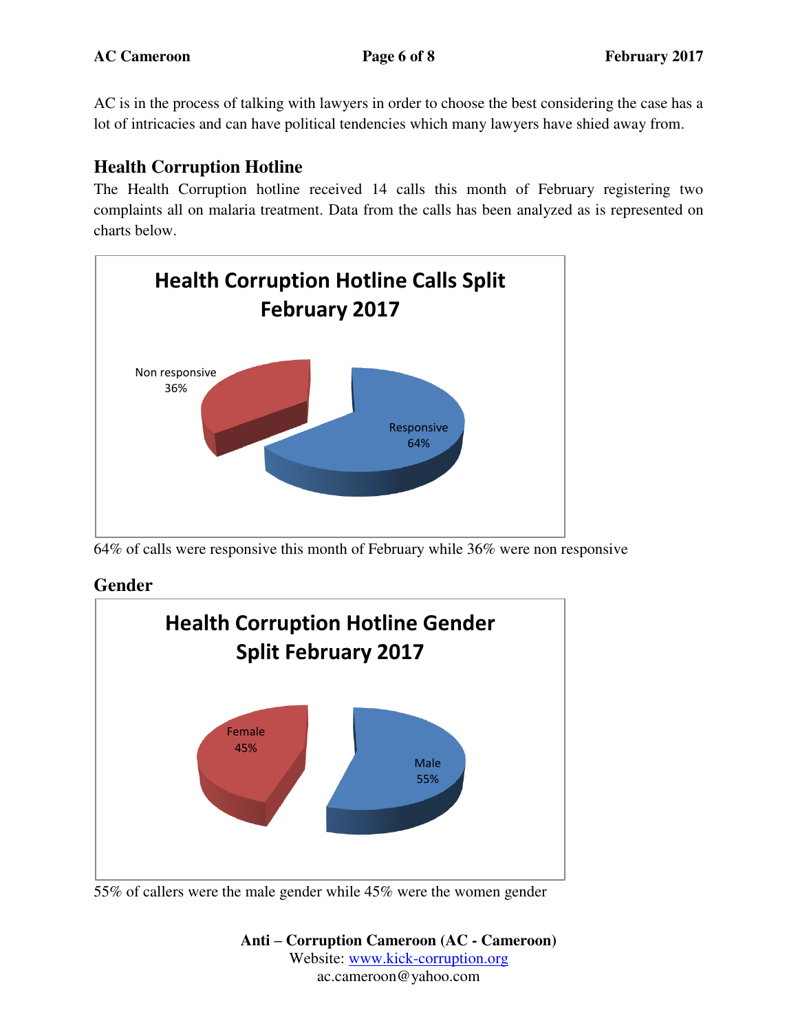AC is in the process of talking with lawyers in order to choose the best considering the case has a lot of intricacies and can have political tendencies which many lawyers have shied away from.

## Health Corruption Hotline

The Health Corruption hotline received 14 calls this month of February registering two complaints all on malaria treatment. Data from the calls has been analyzed as is represented on charts below.

**Health Corruption Hotline Calls Split February 2017**

Non responsive 36%

Responsive 64%

64% of calls were responsive this month of February while 36% were non responsive

## Gender

**Health Corruption Hotline Gender Split February 2017**

Female 45%

Male 55%

55% of callers were the male gender while 45% were the women gender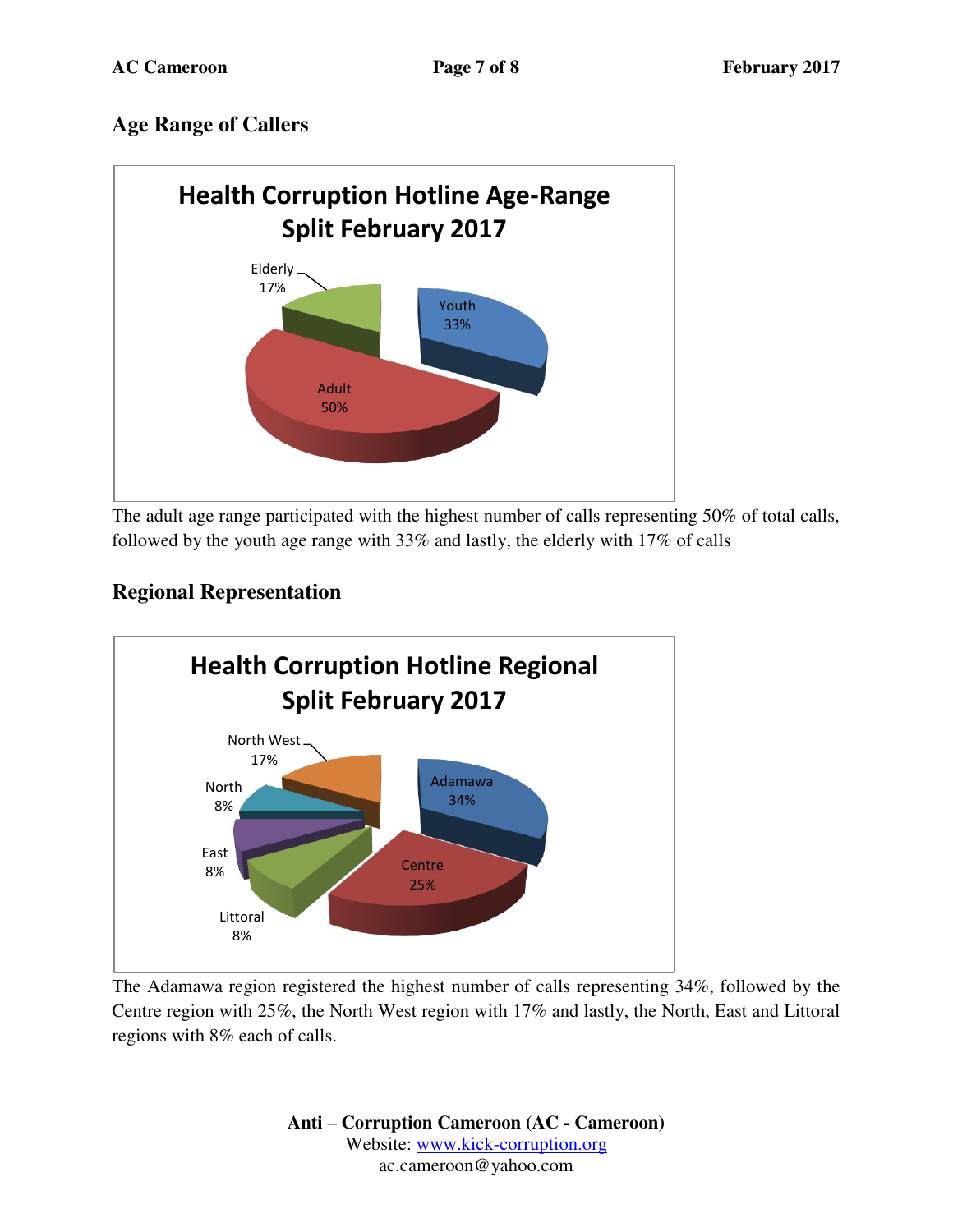## Age Range of Callers

**Health Corruption Hotline Age-Range Split February 2017**

Elderly 17%

Youth 33%

Adult 50%

The adult age range participated with the highest number of calls representing 50% of total calls, followed by the youth age range with 33% and lastly, the elderly with 17% of calls

## Regional Representation

**Health Corruption Hotline Regional Split February 2017**

North West 17%

Adamawa 34%

North 8%

East 8%

Centre 25%

Littoral 8%

The Adamawa region registered the highest number of calls representing 34%, followed by the Centre region with 25%, the North West region with 17% and lastly, the North, East and Littoral regions with 8% each of calls.

**Anti – Corruption Cameroon (AC - Cameroon)**
Website: www.kick-corruption.org
ac.cameroon@yahoo.com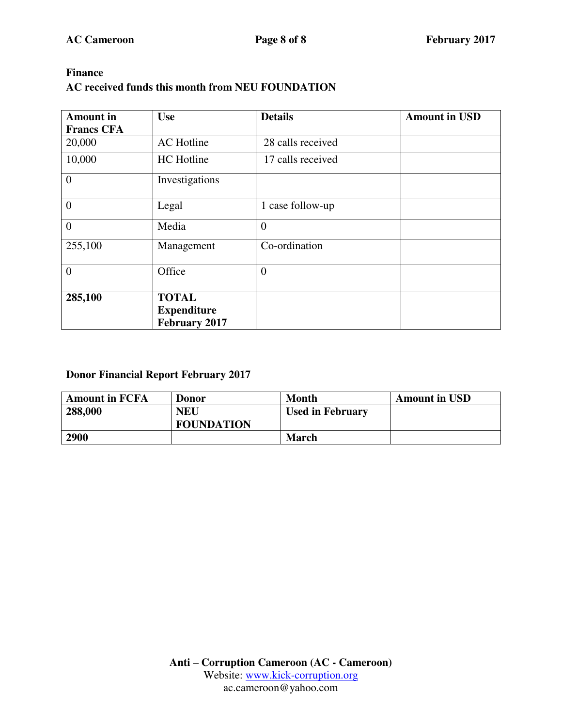**Finance**

**AC received funds this month from NEU FOUNDATION**

| Amount in Francs CFA | Use | Details | Amount in USD |
|---|---|---|---|
| 20,000 | AC Hotline | 28 calls received | |
| 10,000 | HC Hotline | 17 calls received | |
| 0 | Investigations | | |
| 0 | Legal | 1 case follow-up | |
| 0 | Media | 0 | |
| 255,100 | Management | Co-ordination | |
| 0 | Office | 0 | |
| **285,100** | **TOTAL Expenditure February 2017** | | |

**Donor Financial Report February 2017**

| Amount in FCFA | Donor | Month | Amount in USD |
|---|---|---|---|
| **288,000** | **NEU FOUNDATION** | **Used in February** | |
| **2900** | | **March** | |

**Anti – Corruption Cameroon (AC - Cameroon)**
Website: [www.kick-corruption.org](http://www.kick-corruption.org)
ac.cameroon@yahoo.com